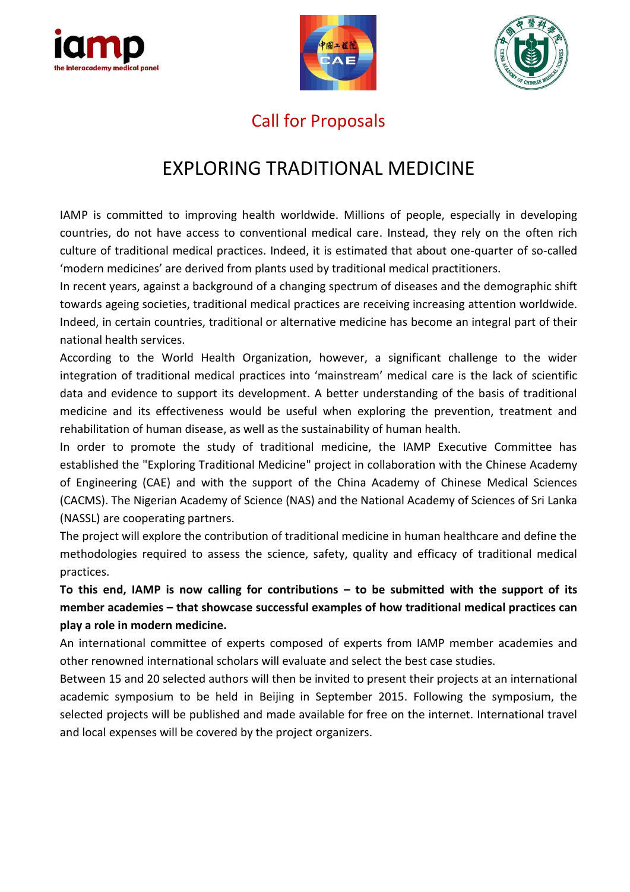## Call for Proposals

# EXPLORING TRADITIONAL MEDICINE

IAMP is committed to improving health worldwide. Millions of people, especially in developing countries, do not have access to conventional medical care. Instead, they rely on the often rich culture of traditional medical practices. Indeed, it is estimated that about one-quarter of so-called 'modern medicines' are derived from plants used by traditional medical practitioners.

In recent years, against a background of a changing spectrum of diseases and the demographic shift towards ageing societies, traditional medical practices are receiving increasing attention worldwide. Indeed, in certain countries, traditional or alternative medicine has become an integral part of their national health services.

According to the World Health Organization, however, a significant challenge to the wider integration of traditional medical practices into 'mainstream' medical care is the lack of scientific data and evidence to support its development. A better understanding of the basis of traditional medicine and its effectiveness would be useful when exploring the prevention, treatment and rehabilitation of human disease, as well as the sustainability of human health.

In order to promote the study of traditional medicine, the IAMP Executive Committee has established the "Exploring Traditional Medicine" project in collaboration with the Chinese Academy of Engineering (CAE) and with the support of the China Academy of Chinese Medical Sciences (CACMS). The Nigerian Academy of Science (NAS) and the National Academy of Sciences of Sri Lanka (NASSL) are cooperating partners.

The project will explore the contribution of traditional medicine in human healthcare and define the methodologies required to assess the science, safety, quality and efficacy of traditional medical practices.

**To this end, IAMP is now calling for contributions – to be submitted with the support of its member academies – that showcase successful examples of how traditional medical practices can play a role in modern medicine.**

An international committee of experts composed of experts from IAMP member academies and other renowned international scholars will evaluate and select the best case studies.

Between 15 and 20 selected authors will then be invited to present their projects at an international academic symposium to be held in Beijing in September 2015. Following the symposium, the selected projects will be published and made available for free on the internet. International travel and local expenses will be covered by the project organizers.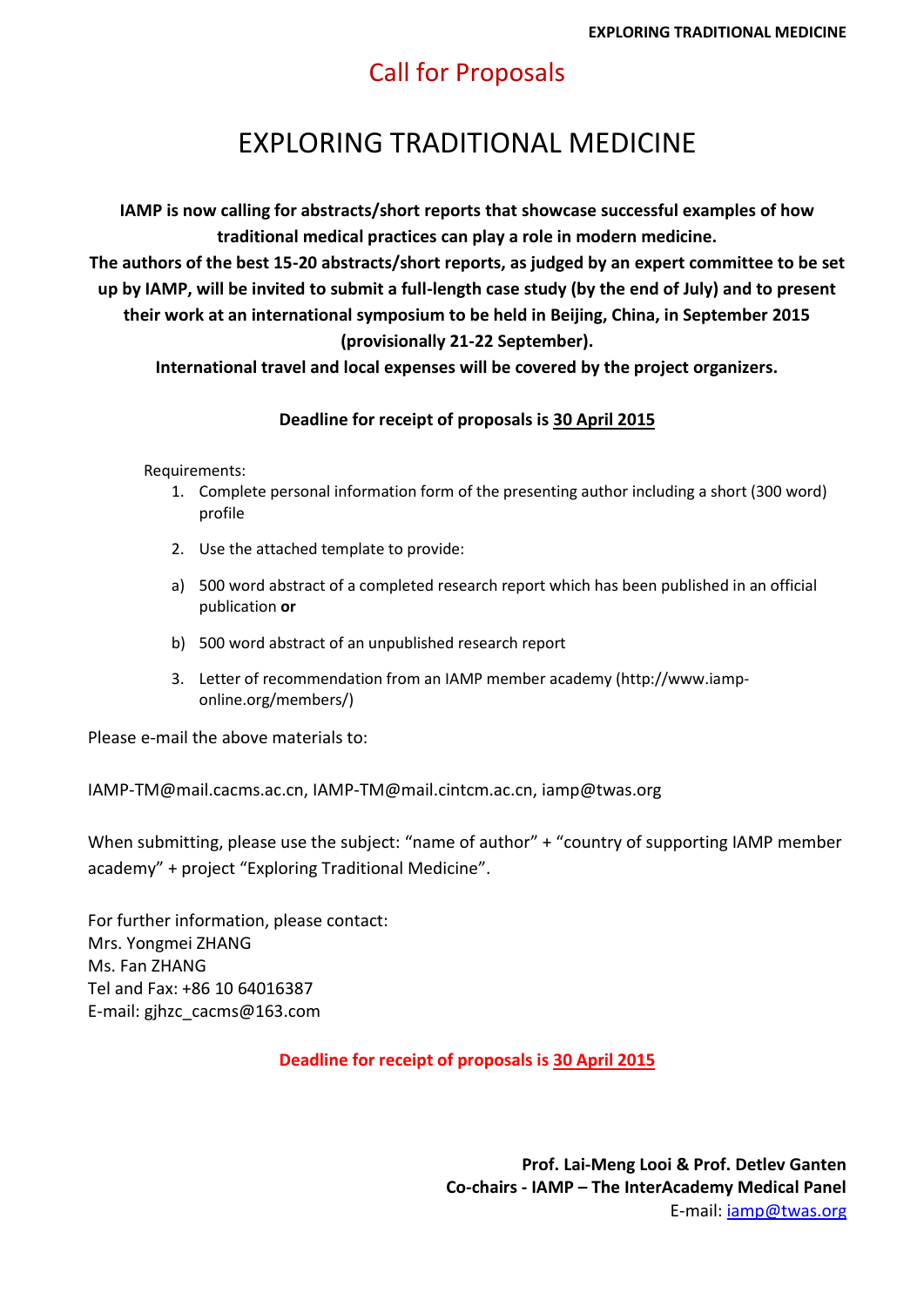# Call for Proposals

## EXPLORING TRADITIONAL MEDICINE

**IAMP is now calling for abstracts/short reports that showcase successful examples of how traditional medical practices can play a role in modern medicine.**

**The authors of the best 15-20 abstracts/short reports, as judged by an expert committee to be set up by IAMP, will be invited to submit a full-length case study (by the end of July) and to present their work at an international symposium to be held in Beijing, China, in September 2015 (provisionally 21-22 September).**

**International travel and local expenses will be covered by the project organizers.**

**Deadline for receipt of proposals is 30 April 2015**

Requirements:

1. Complete personal information form of the presenting author including a short (300 word) profile
2. Use the attached template to provide:

a) 500 word abstract of a completed research report which has been published in an official publication **or**

b) 500 word abstract of an unpublished research report

3. Letter of recommendation from an IAMP member academy (http://www.iamp-online.org/members/)

Please e-mail the above materials to:

IAMP-TM@mail.cacms.ac.cn, IAMP-TM@mail.cintcm.ac.cn, iamp@twas.org

When submitting, please use the subject: "name of author" + "country of supporting IAMP member academy" + project "Exploring Traditional Medicine".

For further information, please contact:
Mrs. Yongmei ZHANG
Ms. Fan ZHANG
Tel and Fax: +86 10 64016387
E-mail: gjhzc_cacms@163.com

**Deadline for receipt of proposals is 30 April 2015**

**Prof. Lai-Meng Looi & Prof. Detlev Ganten**
**Co-chairs - IAMP – The InterAcademy Medical Panel**
E-mail: iamp@twas.org